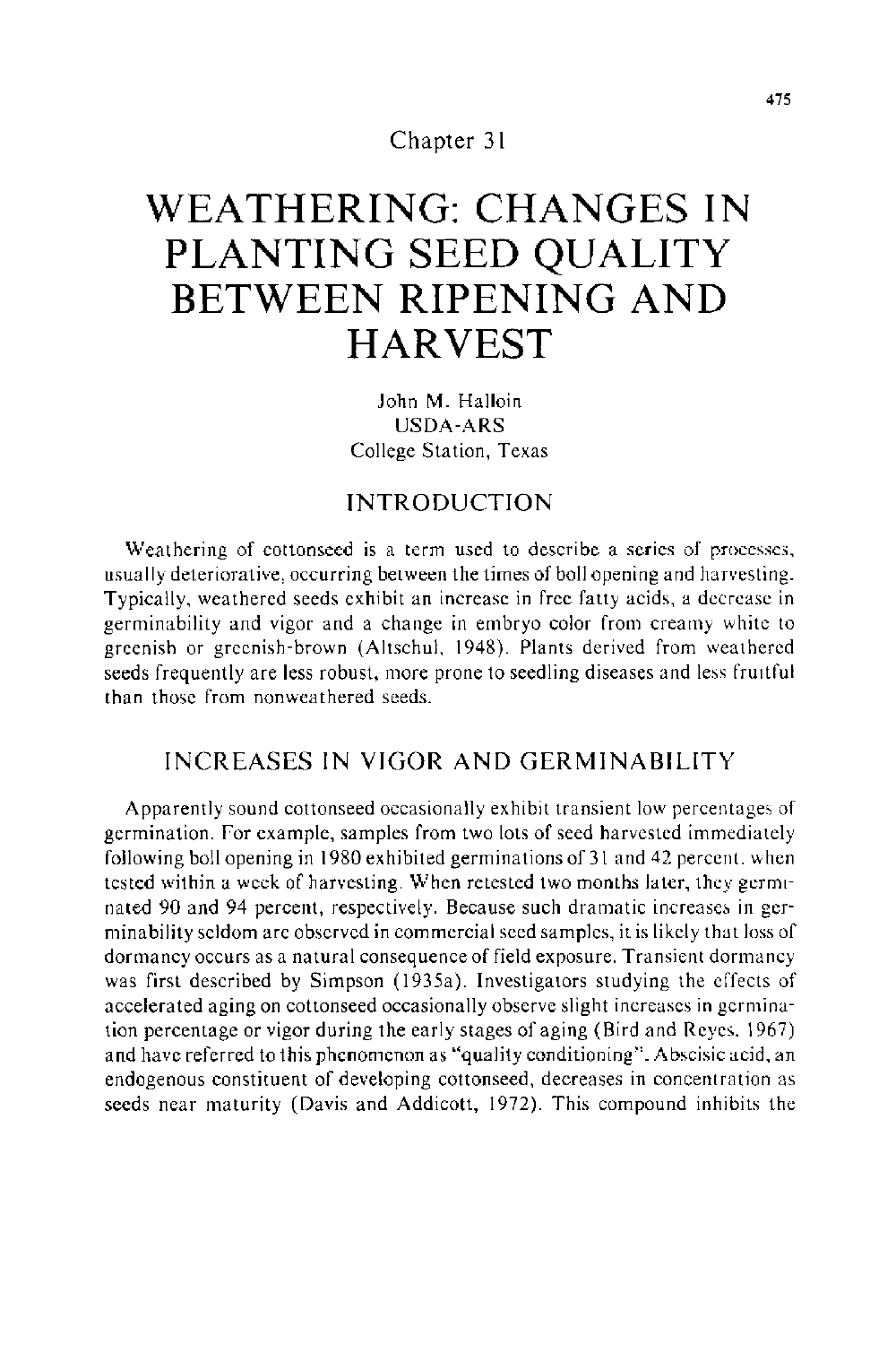Chapter 31

# WEATHERING: CHANGES IN PLANTING SEED QUALITY BETWEEN RIPENING AND HARVEST

John M. Halloin
USDA-ARS
College Station, Texas

## INTRODUCTION

Weathering of cottonseed is a term used to describe a series of processes, usually deteriorative, occurring between the times of boll opening and harvesting. Typically, weathered seeds exhibit an increase in free fatty acids, a decrease in germinability and vigor and a change in embryo color from creamy white to greenish or greenish-brown (Altschul, 1948). Plants derived from weathered seeds frequently are less robust, more prone to seedling diseases and less fruitful than those from nonweathered seeds.

## INCREASES IN VIGOR AND GERMINABILITY

Apparently sound cottonseed occasionally exhibit transient low percentages of germination. For example, samples from two lots of seed harvested immediately following boll opening in 1980 exhibited germinations of 31 and 42 percent, when tested within a week of harvesting. When retested two months later, they germinated 90 and 94 percent, respectively. Because such dramatic increases in germinability seldom are observed in commercial seed samples, it is likely that loss of dormancy occurs as a natural consequence of field exposure. Transient dormancy was first described by Simpson (1935a). Investigators studying the effects of accelerated aging on cottonseed occasionally observe slight increases in germination percentage or vigor during the early stages of aging (Bird and Reyes, 1967) and have referred to this phenomenon as "quality conditioning". Abscisic acid, an endogenous constituent of developing cottonseed, decreases in concentration as seeds near maturity (Davis and Addicott, 1972). This compound inhibits the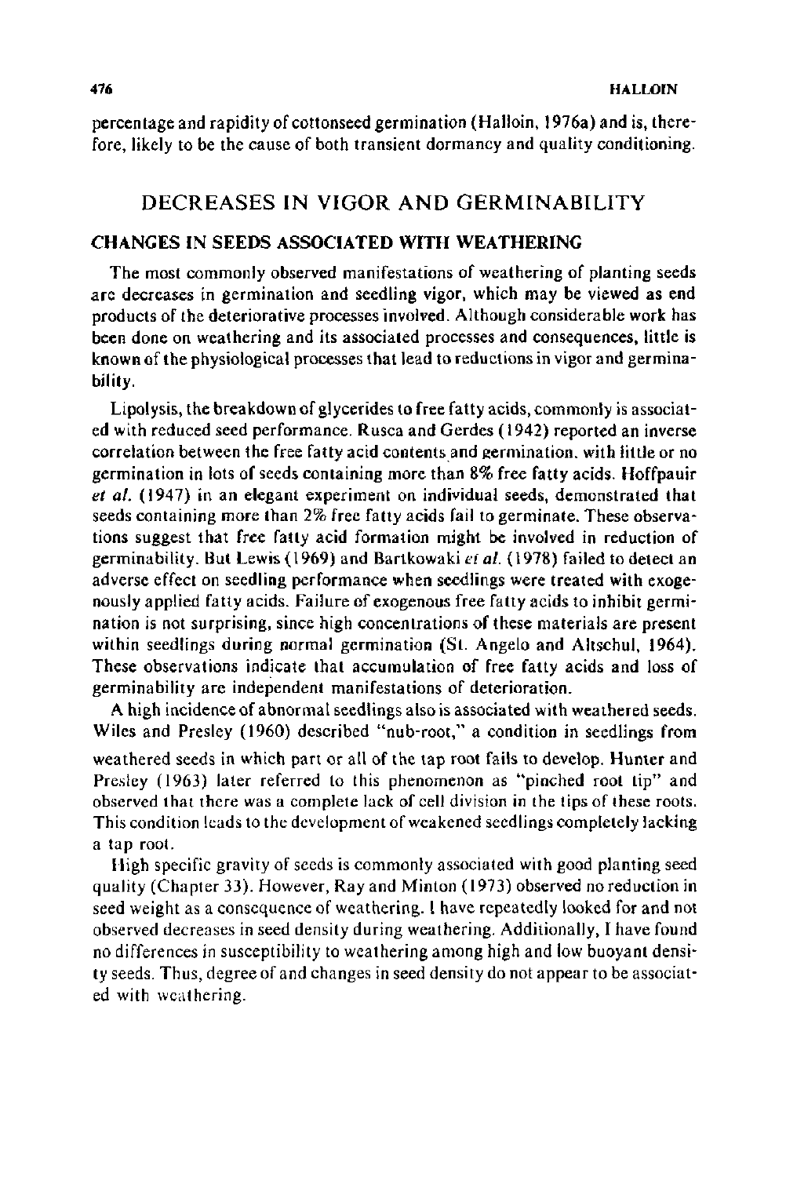percentage and rapidity of cottonseed germination (Halloin, 1976a) and is, therefore, likely to be the cause of both transient dormancy and quality conditioning.

## DECREASES IN VIGOR AND GERMINABILITY

### CHANGES IN SEEDS ASSOCIATED WITH WEATHERING

The most commonly observed manifestations of weathering of planting seeds are decreases in germination and seedling vigor, which may be viewed as end products of the deteriorative processes involved. Although considerable work has been done on weathering and its associated processes and consequences, little is known of the physiological processes that lead to reductions in vigor and germinability.

Lipolysis, the breakdown of glycerides to free fatty acids, commonly is associated with reduced seed performance. Rusca and Gerdes (1942) reported an inverse correlation between the free fatty acid contents and germination, with little or no germination in lots of seeds containing more than 8% free fatty acids. Hoffpauir *et al.* (1947) in an elegant experiment on individual seeds, demonstrated that seeds containing more than 2% free fatty acids fail to germinate. These observations suggest that free fatty acid formation might be involved in reduction of germinability. But Lewis (1969) and Bartkowaki *et al.* (1978) failed to detect an adverse effect on seedling performance when seedlings were treated with exogenously applied fatty acids. Failure of exogenous free fatty acids to inhibit germination is not surprising, since high concentrations of these materials are present within seedlings during normal germination (St. Angelo and Altschul, 1964). These observations indicate that accumulation of free fatty acids and loss of germinability are independent manifestations of deterioration.

A high incidence of abnormal seedlings also is associated with weathered seeds. Wiles and Presley (1960) described "nub-root," a condition in seedlings from weathered seeds in which part or all of the tap root fails to develop. Hunter and Presley (1963) later referred to this phenomenon as "pinched root tip" and observed that there was a complete lack of cell division in the tips of these roots. This condition leads to the development of weakened seedlings completely lacking a tap root.

High specific gravity of seeds is commonly associated with good planting seed quality (Chapter 33). However, Ray and Minton (1973) observed no reduction in seed weight as a consequence of weathering. I have repeatedly looked for and not observed decreases in seed density during weathering. Additionally, I have found no differences in susceptibility to weathering among high and low buoyant density seeds. Thus, degree of and changes in seed density do not appear to be associated with weathering.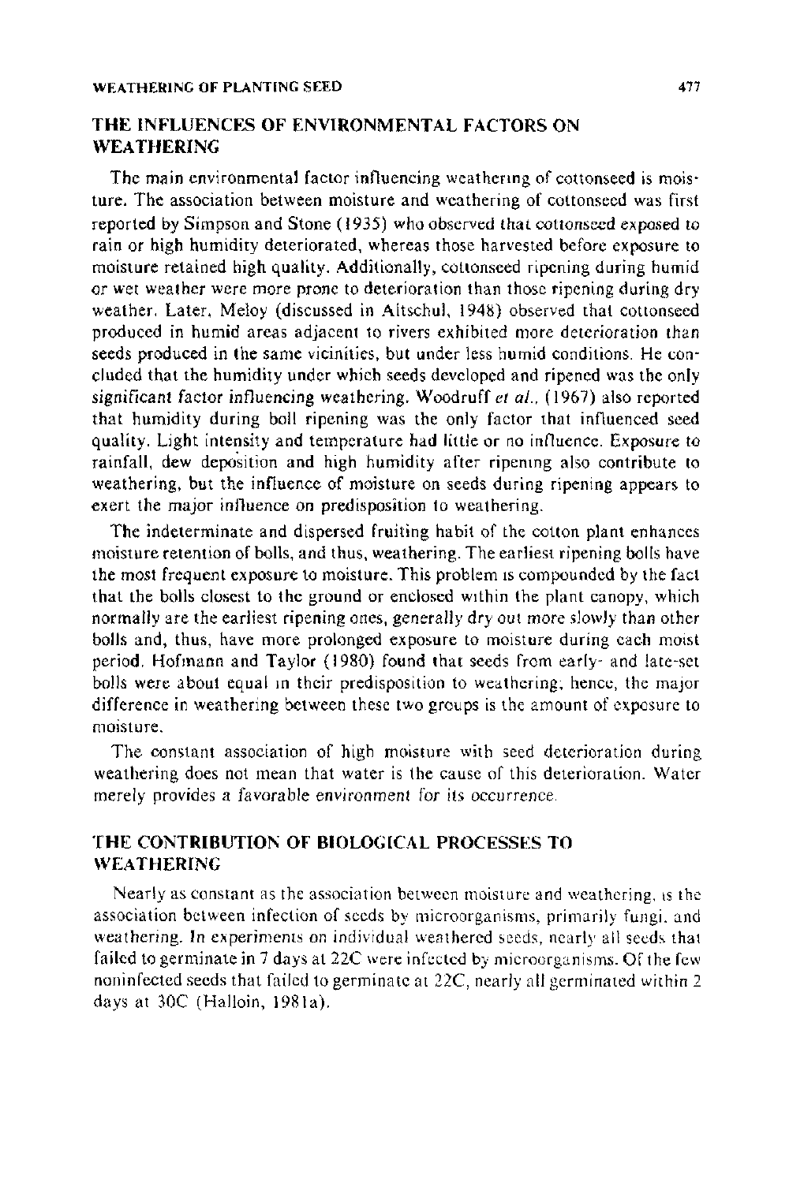## THE INFLUENCES OF ENVIRONMENTAL FACTORS ON WEATHERING

The main environmental factor influencing weathering of cottonseed is moisture. The association between moisture and weathering of cottonseed was first reported by Simpson and Stone (1935) who observed that cottonseed exposed to rain or high humidity deteriorated, whereas those harvested before exposure to moisture retained high quality. Additionally, cottonseed ripening during humid or wet weather were more prone to deterioration than those ripening during dry weather. Later, Meloy (discussed in Altschul, 1948) observed that cottonseed produced in humid areas adjacent to rivers exhibited more deterioration than seeds produced in the same vicinities, but under less humid conditions. He concluded that the humidity under which seeds developed and ripened was the only *significant* factor influencing weathering. Woodruff *et al.*, (1967) also reported that humidity during boll ripening was the only factor that influenced seed quality. Light intensity and temperature had little or no influence. Exposure to rainfall, dew deposition and high humidity after ripening also contribute to weathering, but the influence of moisture on seeds during ripening appears to exert the major influence on predisposition to weathering.

The indeterminate and dispersed fruiting habit of the cotton plant enhances moisture retention of bolls, and thus, weathering. The earliest ripening bolls have the most frequent exposure to moisture. This problem is compounded by the fact that the bolls closest to the ground or enclosed within the plant canopy, which normally are the earliest ripening ones, generally dry out more slowly than other bolls and, thus, have more prolonged exposure to moisture during each moist period. Hofmann and Taylor (1980) found that seeds from early- and late-set bolls were about equal in their predisposition to weathering; hence, the major difference in weathering between these two groups is the amount of exposure to moisture.

The constant association of high moisture with seed deterioration during weathering does not mean that water is the cause of this deterioration. Water merely provides a favorable *environment* for its occurrence.

## THE CONTRIBUTION OF BIOLOGICAL PROCESSES TO WEATHERING

Nearly as constant as the association between moisture and weathering, is the association between infection of seeds by microorganisms, primarily fungi, and weathering. In experiments on individual weathered seeds, nearly all seeds that failed to germinate in 7 days at 22C were infected by microorganisms. Of the few noninfected seeds that failed to germinate at 22C, nearly all germinated within 2 days at 30C (Halloin, 1981a).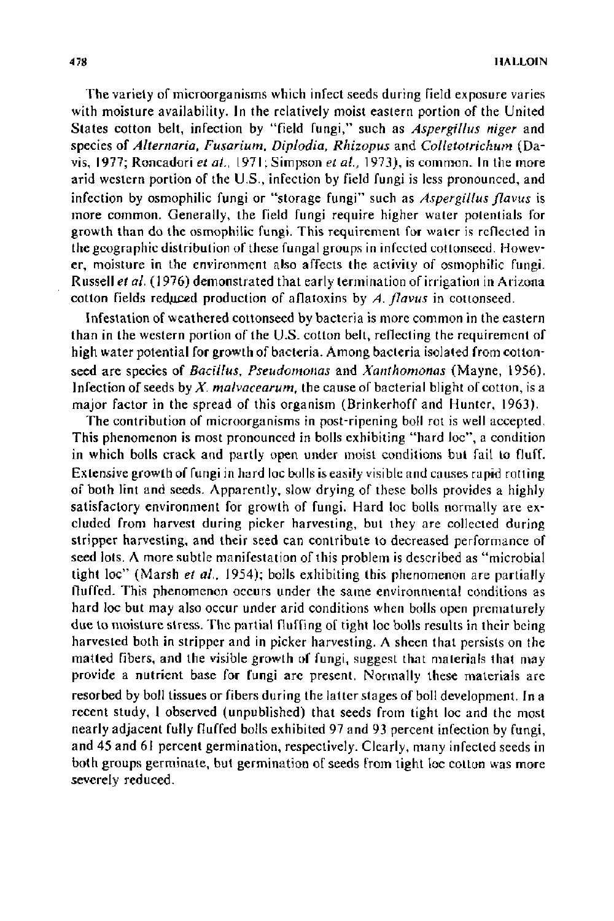The variety of microorganisms which infect seeds during field exposure varies with moisture availability. In the relatively moist eastern portion of the United States cotton belt, infection by "field fungi," such as *Aspergillus niger* and species of *Alternaria, Fusarium, Diplodia, Rhizopus* and *Colletotrichum* (Davis, 1977; Roncadori *et al.*, 1971; Simpson *et al.*, 1973), is common. In the more arid western portion of the U.S., infection by field fungi is less pronounced, and infection by osmophilic fungi or "storage fungi" such as *Aspergillus flavus* is more common. Generally, the field fungi require higher water potentials for growth than do the osmophilic fungi. This requirement for water is reflected in the geographic distribution of these fungal groups in infected cottonseed. However, moisture in the environment also affects the activity of osmophilic fungi. Russell *et al.* (1976) demonstrated that early termination of irrigation in Arizona cotton fields reduced production of aflatoxins by *A. flavus* in cottonseed.

Infestation of weathered cottonseed by bacteria is more common in the eastern than in the western portion of the U.S. cotton belt, reflecting the requirement of high water potential for growth of bacteria. Among bacteria isolated from cottonseed are species of *Bacillus, Pseudomonas* and *Xanthomonas* (Mayne, 1956). Infection of seeds by *X. malvacearum*, the cause of bacterial blight of cotton, is a major factor in the spread of this organism (Brinkerhoff and Hunter, 1963).

The contribution of microorganisms in post-ripening boll rot is well accepted. This phenomenon is most pronounced in bolls exhibiting "hard loc", a condition in which bolls crack and partly open under moist conditions but fail to fluff. Extensive growth of fungi in hard loc bolls is easily visible and causes rapid rotting of both lint and seeds. Apparently, slow drying of these bolls provides a highly satisfactory environment for growth of fungi. Hard loc bolls normally are excluded from harvest during picker harvesting, but they are collected during stripper harvesting, and their seed can contribute to decreased performance of seed lots. A more subtle manifestation of this problem is described as "microbial tight loc" (Marsh *et al.*, 1954); bolls exhibiting this phenomenon are partially fluffed. This phenomenon occurs under the same environmental conditions as hard loc but may also occur under arid conditions when bolls open prematurely due to moisture stress. The partial fluffing of tight loc bolls results in their being harvested both in stripper and in picker harvesting. A sheen that persists on the matted fibers, and the visible growth of fungi, suggest that materials that may provide a nutrient base for fungi are present. Normally these materials are resorbed by boll tissues or fibers during the latter stages of boll development. In a recent study, I observed (unpublished) that seeds from tight loc and the most nearly adjacent fully fluffed bolls exhibited 97 and 93 percent infection by fungi, and 45 and 61 percent germination, respectively. Clearly, many infected seeds in both groups germinate, but germination of seeds from tight loc cotton was more severely reduced.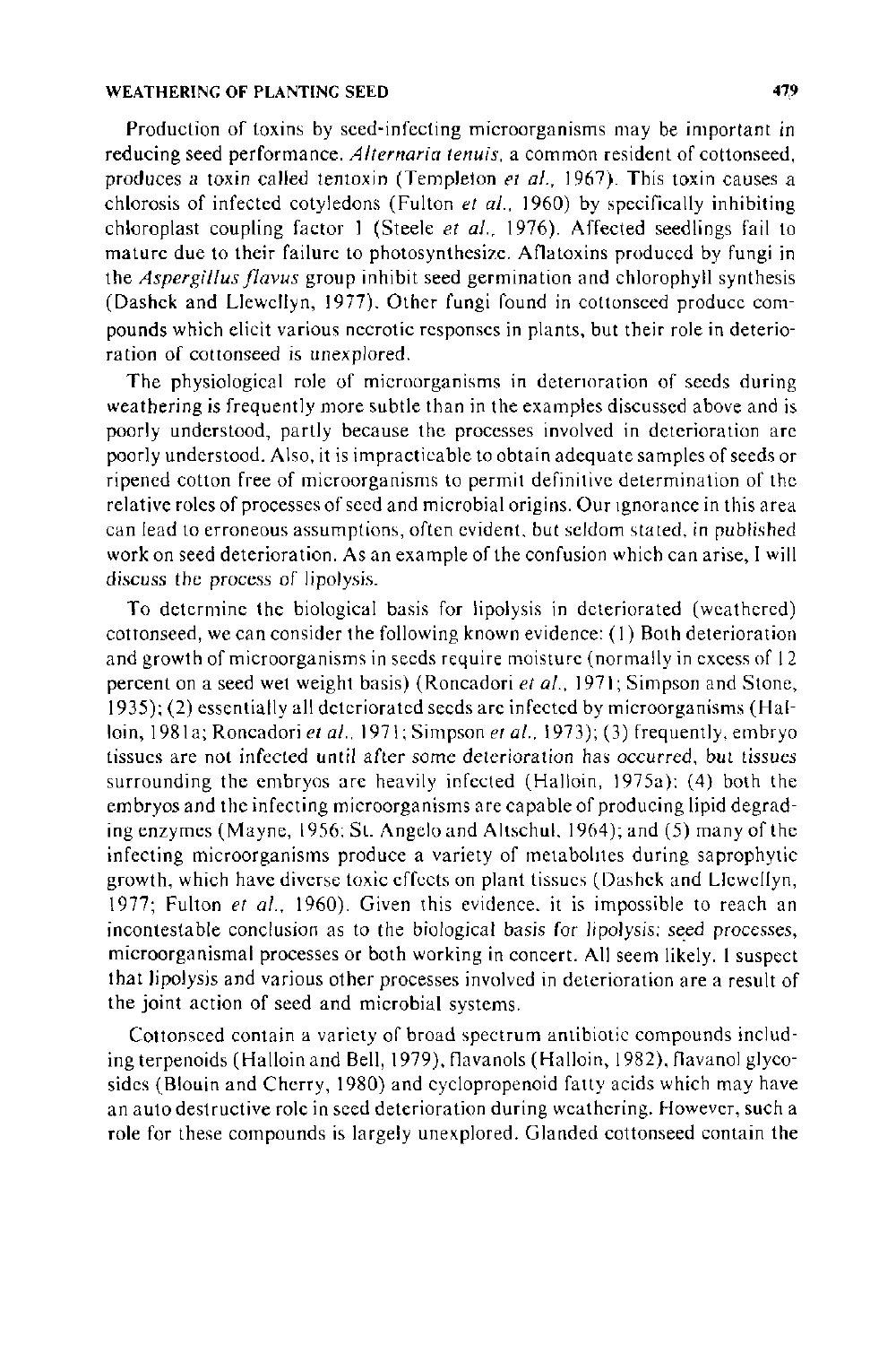Production of toxins by seed-infecting microorganisms may be important in reducing seed performance. *Alternaria tenuis*, a common resident of cottonseed, produces a toxin called tentoxin (Templeton *et al.*, 1967). This toxin causes a chlorosis of infected cotyledons (Fulton *et al.*, 1960) by specifically inhibiting chloroplast coupling factor 1 (Steele *et al.*, 1976). Affected seedlings fail to mature due to their failure to photosynthesize. Aflatoxins produced by fungi in the *Aspergillus flavus* group inhibit seed germination and chlorophyll synthesis (Dashek and Llewellyn, 1977). Other fungi found in cottonseed produce compounds which elicit various necrotic responses in plants, but their role in deterioration of cottonseed is unexplored.

The physiological role of microorganisms in deterioration of seeds during weathering is frequently more subtle than in the examples discussed above and is poorly understood, partly because the processes involved in deterioration are poorly understood. Also, it is impracticable to obtain adequate samples of seeds or ripened cotton free of microorganisms to permit definitive determination of the relative roles of processes of seed and microbial origins. Our ignorance in this area can lead to erroneous assumptions, often evident, but seldom stated, in published work on seed deterioration. As an example of the confusion which can arise, I will discuss the process of lipolysis.

To determine the biological basis for lipolysis in deteriorated (weathered) cottonseed, we can consider the following known evidence: (1) Both deterioration and growth of microorganisms in seeds require moisture (normally in excess of 12 percent on a seed wet weight basis) (Roncadori *et al.*, 1971; Simpson and Stone, 1935); (2) essentially all deteriorated seeds are infected by microorganisms (Halloin, 1981a; Roncadori *et al.*, 1971; Simpson *et al.*, 1973); (3) frequently, embryo tissues are not infected until after some deterioration has occurred, but tissues surrounding the embryos are heavily infected (Halloin, 1975a); (4) both the embryos and the infecting microorganisms are capable of producing lipid degrading enzymes (Mayne, 1956; St. Angelo and Altschul, 1964); and (5) many of the infecting microorganisms produce a variety of metabolites during saprophytic growth, which have diverse toxic effects on plant tissues (Dashek and Llewellyn, 1977; Fulton *et al.*, 1960). Given this evidence, it is impossible to reach an incontestable conclusion as to the biological basis for lipolysis: seed processes, microorganismal processes or both working in concert. All seem likely. I suspect that lipolysis and various other processes involved in deterioration are a result of the joint action of seed and microbial systems.

Cottonseed contain a variety of broad spectrum antibiotic compounds including terpenoids (Halloin and Bell, 1979), flavanols (Halloin, 1982), flavanol glycosides (Blouin and Cherry, 1980) and cyclopropenoid fatty acids which may have an auto destructive role in seed deterioration during weathering. However, such a role for these compounds is largely unexplored. Glanded cottonseed contain the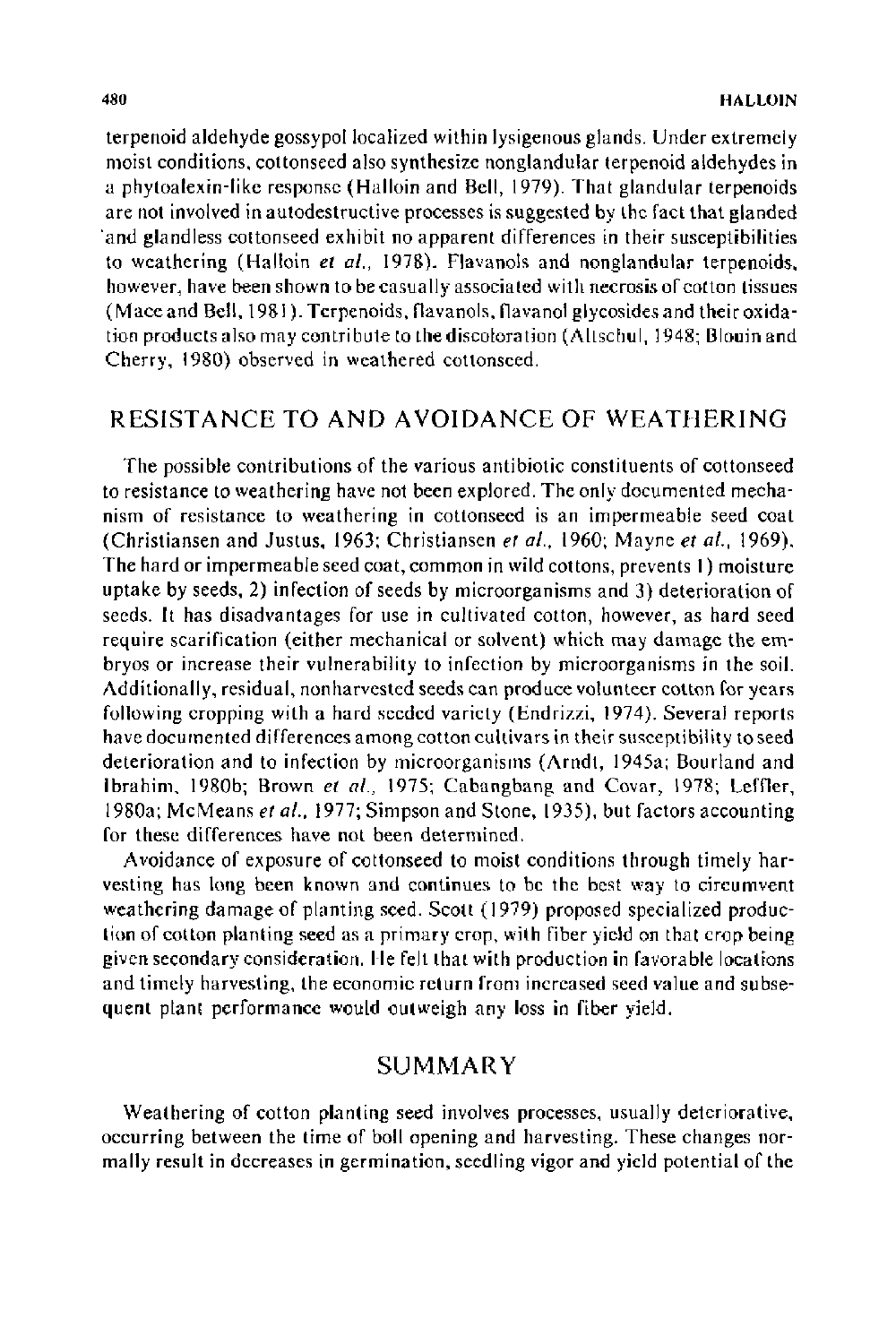terpenoid aldehyde gossypol localized within lysigenous glands. Under extremely moist conditions, cottonseed also synthesize nonglandular terpenoid aldehydes in a phytoalexin-like response (Halloin and Bell, 1979). That glandular terpenoids are not involved in autodestructive processes is suggested by the fact that glanded and glandless cottonseed exhibit no apparent differences in their susceptibilities to weathering (Halloin *et al.*, 1978). Flavanols and nonglandular terpenoids, however, have been shown to be casually associated with necrosis of cotton tissues (Mace and Bell, 1981). Terpenoids, flavanols, flavanol glycosides and their oxidation products also may contribute to the discoloration (Altschul, 1948; Blouin and Cherry, 1980) observed in weathered cottonseed.

## RESISTANCE TO AND AVOIDANCE OF WEATHERING

The possible contributions of the various antibiotic constituents of cottonseed to resistance to weathering have not been explored. The only documented mechanism of resistance to weathering in cottonseed is an impermeable seed coat (Christiansen and Justus, 1963; Christiansen *et al.*, 1960; Mayne *et al.*, 1969). The hard or impermeable seed coat, common in wild cottons, prevents 1) moisture uptake by seeds, 2) infection of seeds by microorganisms and 3) deterioration of seeds. It has disadvantages for use in cultivated cotton, however, as hard seed require scarification (either mechanical or solvent) which may damage the embryos or increase their vulnerability to infection by microorganisms in the soil. Additionally, residual, nonharvested seeds can produce volunteer cotton for years following cropping with a hard seeded variety (Endrizzi, 1974). Several reports have documented differences among cotton cultivars in their susceptibility to seed deterioration and to infection by microorganisms (Arndt, 1945a; Bourland and Ibrahim, 1980b; Brown *et al.*, 1975; Cabangbang and Covar, 1978; Leffler, 1980a; McMeans *et al.*, 1977; Simpson and Stone, 1935), but factors accounting for these differences have not been determined.

Avoidance of exposure of cottonseed to moist conditions through timely harvesting has long been known and continues to be the best way to circumvent weathering damage of planting seed. Scott (1979) proposed specialized production of cotton planting seed as a primary crop, with fiber yield on that crop being given secondary consideration. He felt that with production in favorable locations and timely harvesting, the economic return from increased seed value and subsequent plant performance would outweigh any loss in fiber yield.

## SUMMARY

Weathering of cotton planting seed involves processes, usually deteriorative, occurring between the time of boll opening and harvesting. These changes normally result in decreases in germination, seedling vigor and yield potential of the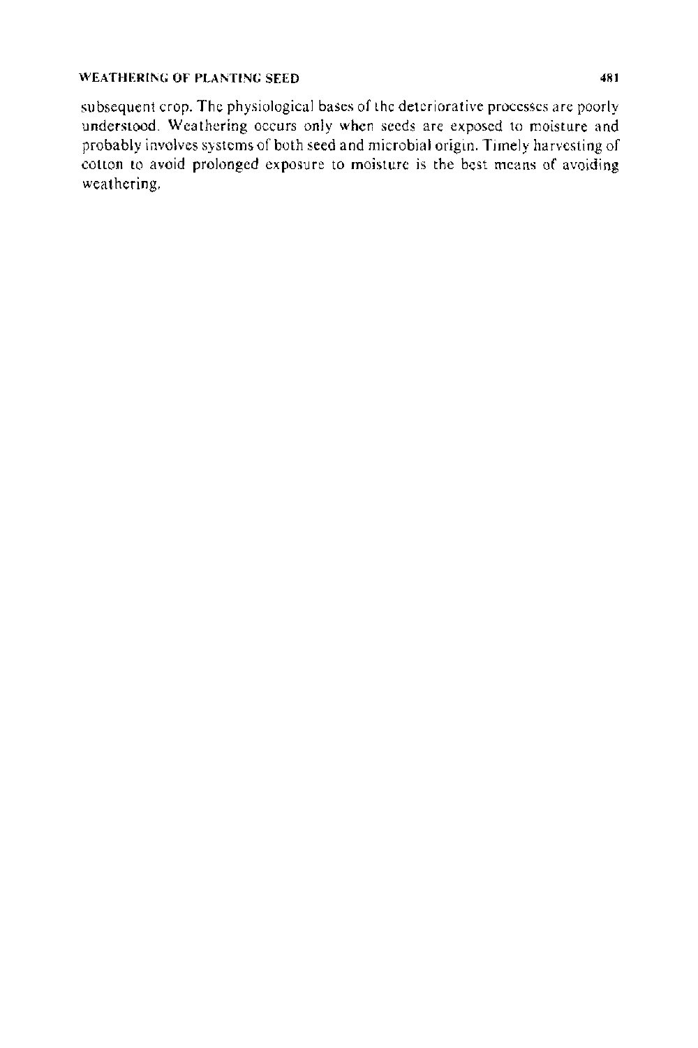subsequent crop. The physiological bases of the deteriorative processes are poorly understood. Weathering occurs only when seeds are exposed to moisture and probably involves systems of both seed and microbial origin. Timely harvesting of cotton to avoid prolonged exposure to moisture is the best means of avoiding weathering.